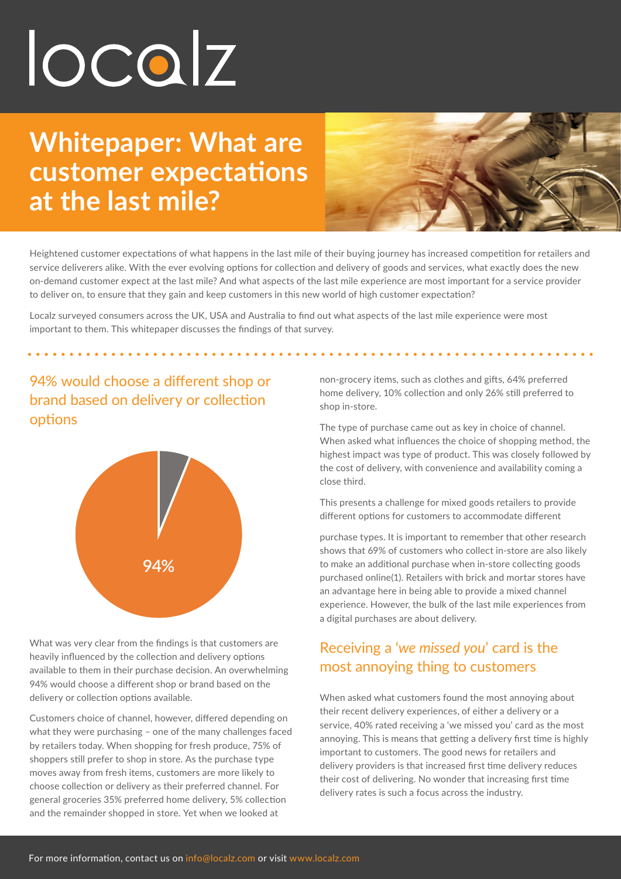locolz

# Whitepaper: What are customer expectations at the last mile?

Heightened customer expectations of what happens in the last mile of their buying journey has increased competition for retailers and service deliverers alike. With the ever evolving options for collection and delivery of goods and services, what exactly does the new on-demand customer expect at the last mile? And what aspects of the last mile experience are most important for a service provider to deliver on, to ensure that they gain and keep customers in this new world of high customer expectation?

Localz surveyed consumers across the UK, USA and Australia to find out what aspects of the last mile experience were most important to them. This whitepaper discusses the findings of that survey.

## 94% would choose a different shop or brand based on delivery or collection options

94%

What was very clear from the findings is that customers are heavily influenced by the collection and delivery options available to them in their purchase decision. An overwhelming 94% would choose a different shop or brand based on the delivery or collection options available.

Customers choice of channel, however, differed depending on what they were purchasing – one of the many challenges faced by retailers today. When shopping for fresh produce, 75% of shoppers still prefer to shop in store. As the purchase type moves away from fresh items, customers are more likely to choose collection or delivery as their preferred channel. For general groceries 35% preferred home delivery, 5% collection and the remainder shopped in store. Yet when we looked at non-grocery items, such as clothes and gifts, 64% preferred home delivery, 10% collection and only 26% still preferred to shop in-store.

The type of purchase came out as key in choice of channel. When asked what influences the choice of shopping method, the highest impact was type of product. This was closely followed by the cost of delivery, with convenience and availability coming a close third.

This presents a challenge for mixed goods retailers to provide different options for customers to accommodate different purchase types. It is important to remember that other research shows that 69% of customers who collect in-store are also likely to make an additional purchase when in-store collecting goods purchased online(1). Retailers with brick and mortar stores have an advantage here in being able to provide a mixed channel experience. However, the bulk of the last mile experiences from a digital purchases are about delivery.

## Receiving a '*we missed you*' card is the most annoying thing to customers

When asked what customers found the most annoying about their recent delivery experiences, of either a delivery or a service, 40% rated receiving a 'we missed you' card as the most annoying. This is means that getting a delivery first time is highly important to customers. The good news for retailers and delivery providers is that increased first time delivery reduces their cost of delivering. No wonder that increasing first time delivery rates is such a focus across the industry.

For more information, contact us on info@localz.com or visit www.localz.com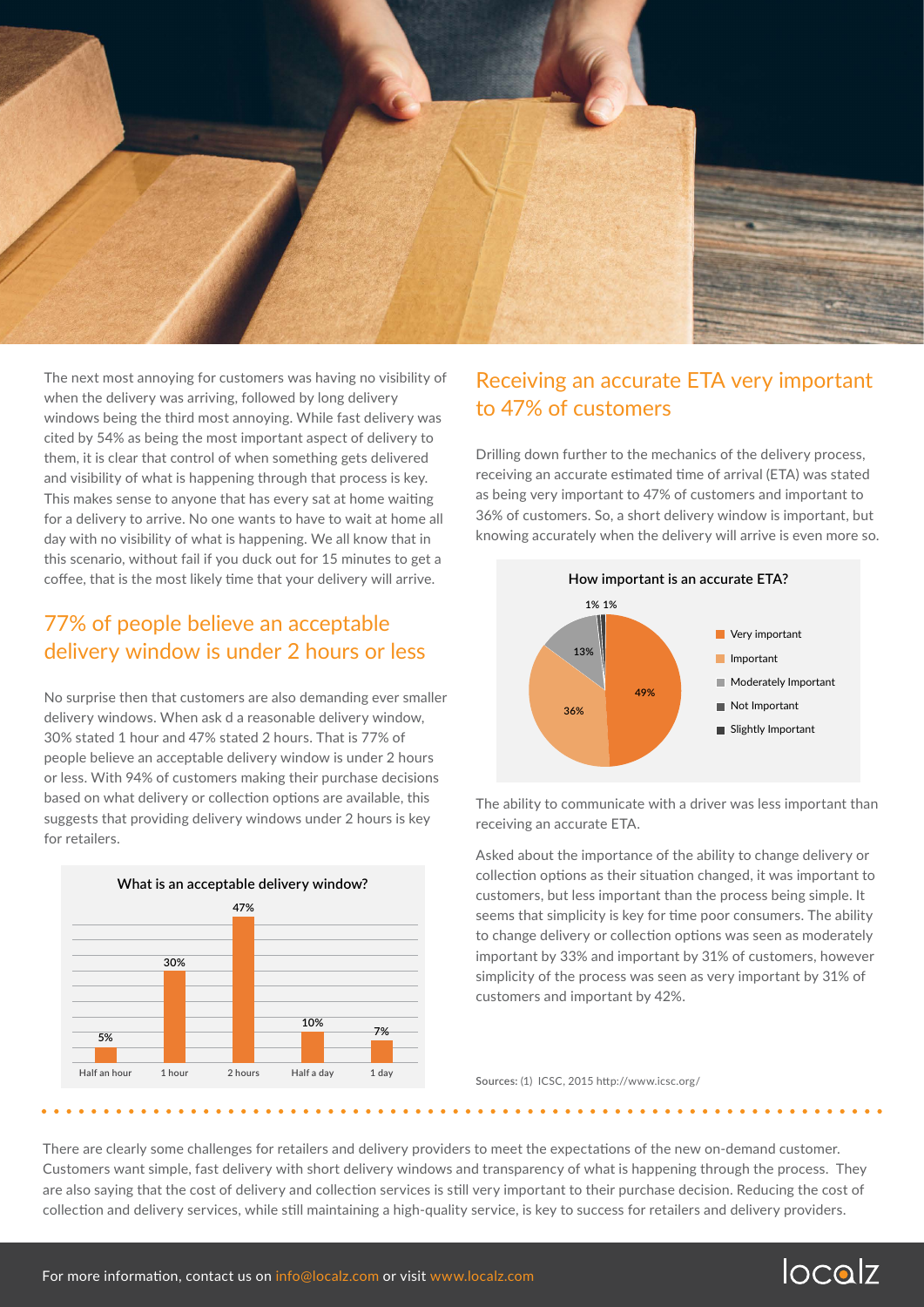The next most annoying for customers was having no visibility of when the delivery was arriving, followed by long delivery windows being the third most annoying. While fast delivery was cited by 54% as being the most important aspect of delivery to them, it is clear that control of when something gets delivered and visibility of what is happening through that process is key. This makes sense to anyone that has every sat at home waiting for a delivery to arrive. No one wants to have to wait at home all day with no visibility of what is happening. We all know that in this scenario, without fail if you duck out for 15 minutes to get a coffee, that is the most likely time that your delivery will arrive.

## 77% of people believe an acceptable delivery window is under 2 hours or less

No surprise then that customers are also demanding ever smaller delivery windows. When ask d a reasonable delivery window, 30% stated 1 hour and 47% stated 2 hours. That is 77% of people believe an acceptable delivery window is under 2 hours or less. With 94% of customers making their purchase decisions based on what delivery or collection options are available, this suggests that providing delivery windows under 2 hours is key for retailers.

What is an acceptable delivery window?

5%
30%
47%
10%
7%

Half an hour
1 hour
2 hours
Half a day
1 day

## Receiving an accurate ETA very important to 47% of customers

Drilling down further to the mechanics of the delivery process, receiving an accurate estimated time of arrival (ETA) was stated as being very important to 47% of customers and important to 36% of customers. So, a short delivery window is important, but knowing accurately when the delivery will arrive is even more so.

How important is an accurate ETA?

49%
36%
13%
1% 1%

Very important
Important
Moderately Important
Not Important
Slightly Important

The ability to communicate with a driver was less important than receiving an accurate ETA.

Asked about the importance of the ability to change delivery or collection options as their situation changed, it was important to customers, but less important than the process being simple. It seems that simplicity is key for time poor consumers. The ability to change delivery or collection options was seen as moderately important by 33% and important by 31% of customers, however simplicity of the process was seen as very important by 31% of customers and important by 42%.

**Sources:** (1) ICSC, 2015 http://www.icsc.org/

There are clearly some challenges for retailers and delivery providers to meet the expectations of the new on-demand customer. Customers want simple, fast delivery with short delivery windows and transparency of what is happening through the process. They are also saying that the cost of delivery and collection services is still very important to their purchase decision. Reducing the cost of collection and delivery services, while still maintaining a high-quality service, is key to success for retailers and delivery providers.

For more information, contact us on info@localz.com or visit www.localz.com

localz